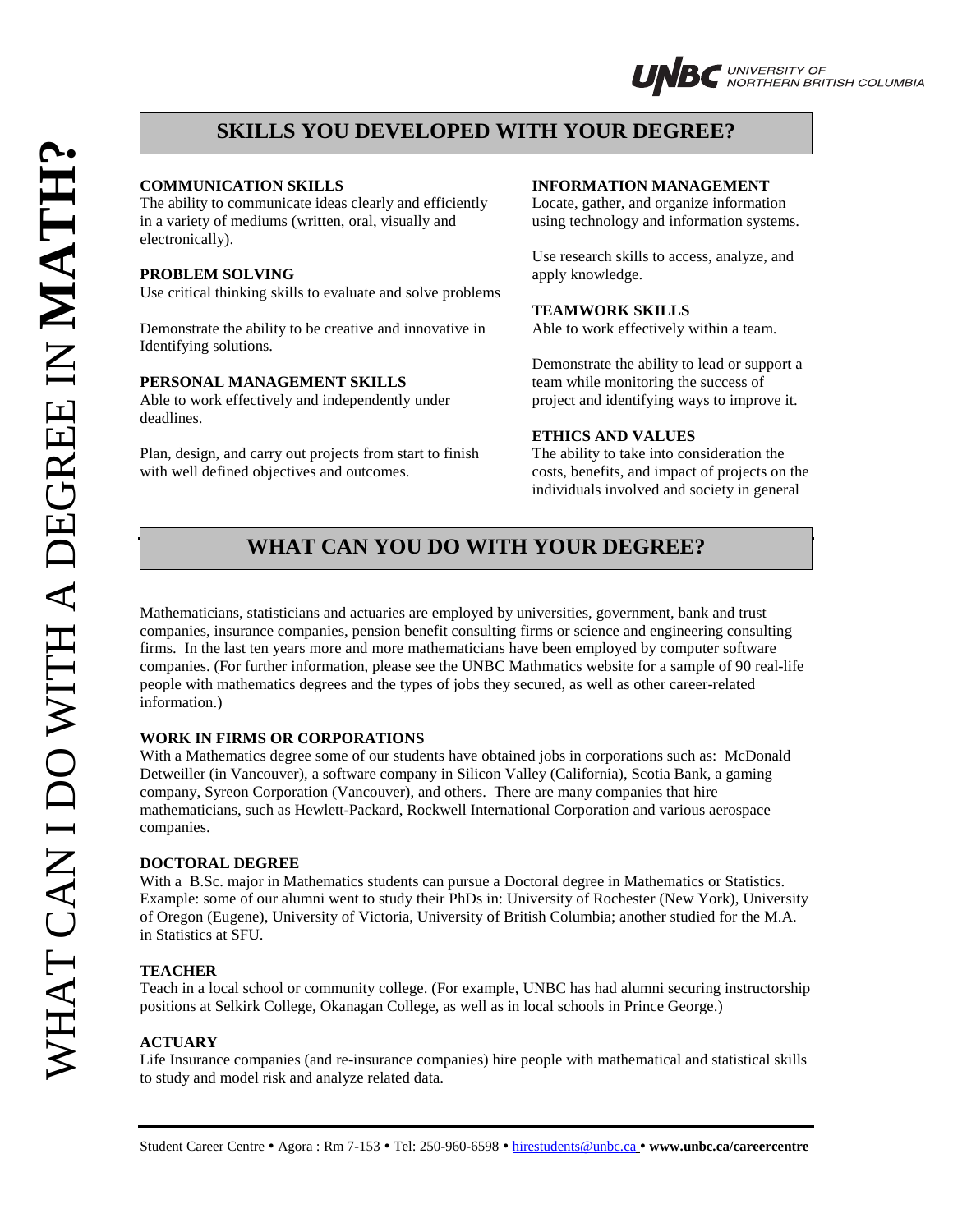# WHAT CAN I DO WITH A DEGREE IN MATH?

## SKILLS YOU DEVELOPED WITH YOUR DEGREE?

**COMMUNICATION SKILLS**
The ability to communicate ideas clearly and efficiently in a variety of mediums (written, oral, visually and electronically).

**PROBLEM SOLVING**
Use critical thinking skills to evaluate and solve problems

Demonstrate the ability to be creative and innovative in Identifying solutions.

**PERSONAL MANAGEMENT SKILLS**
Able to work effectively and independently under deadlines.

Plan, design, and carry out projects from start to finish with well defined objectives and outcomes.

**INFORMATION MANAGEMENT**
Locate, gather, and organize information using technology and information systems.

Use research skills to access, analyze, and apply knowledge.

**TEAMWORK SKILLS**
Able to work effectively within a team.

Demonstrate the ability to lead or support a team while monitoring the success of project and identifying ways to improve it.

**ETHICS AND VALUES**
The ability to take into consideration the costs, benefits, and impact of projects on the individuals involved and society in general

## WHAT CAN YOU DO WITH YOUR DEGREE?

Mathematicians, statisticians and actuaries are employed by universities, government, bank and trust companies, insurance companies, pension benefit consulting firms or science and engineering consulting firms. In the last ten years more and more mathematicians have been employed by computer software companies. (For further information, please see the UNBC Mathmatics website for a sample of 90 real-life people with mathematics degrees and the types of jobs they secured, as well as other career-related information.)

**WORK IN FIRMS OR CORPORATIONS**
With a Mathematics degree some of our students have obtained jobs in corporations such as: McDonald Detweiller (in Vancouver), a software company in Silicon Valley (California), Scotia Bank, a gaming company, Syreon Corporation (Vancouver), and others. There are many companies that hire mathematicians, such as Hewlett-Packard, Rockwell International Corporation and various aerospace companies.

**DOCTORAL DEGREE**
With a B.Sc. major in Mathematics students can pursue a Doctoral degree in Mathematics or Statistics. Example: some of our alumni went to study their PhDs in: University of Rochester (New York), University of Oregon (Eugene), University of Victoria, University of British Columbia; another studied for the M.A. in Statistics at SFU.

**TEACHER**
Teach in a local school or community college. (For example, UNBC has had alumni securing instructorship positions at Selkirk College, Okanagan College, as well as in local schools in Prince George.)

**ACTUARY**
Life Insurance companies (and re-insurance companies) hire people with mathematical and statistical skills to study and model risk and analyze related data.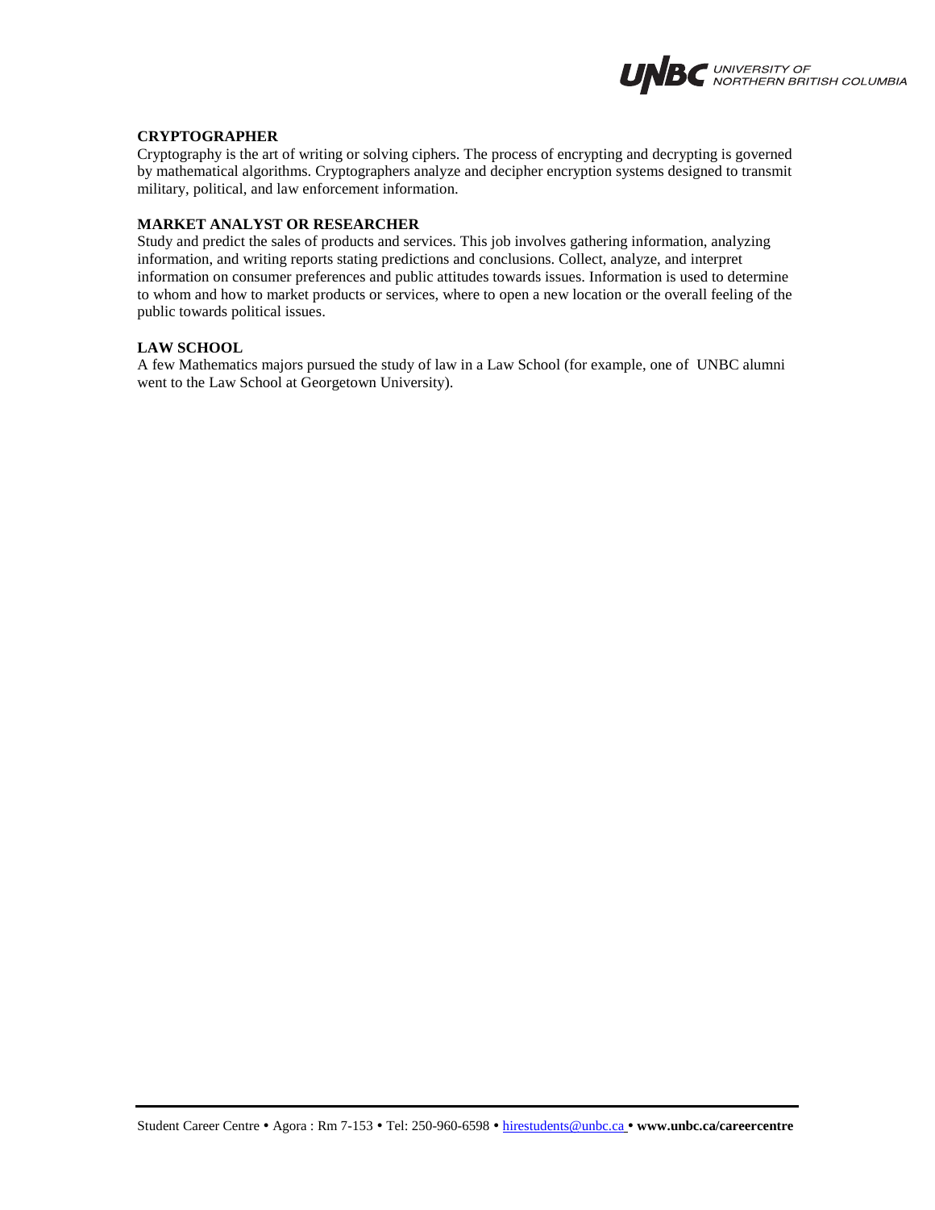**CRYPTOGRAPHER**

Cryptography is the art of writing or solving ciphers. The process of encrypting and decrypting is governed by mathematical algorithms. Cryptographers analyze and decipher encryption systems designed to transmit military, political, and law enforcement information.

**MARKET ANALYST OR RESEARCHER**

Study and predict the sales of products and services. This job involves gathering information, analyzing information, and writing reports stating predictions and conclusions. Collect, analyze, and interpret information on consumer preferences and public attitudes towards issues. Information is used to determine to whom and how to market products or services, where to open a new location or the overall feeling of the public towards political issues.

**LAW SCHOOL**

A few Mathematics majors pursued the study of law in a Law School (for example, one of UNBC alumni went to the Law School at Georgetown University).